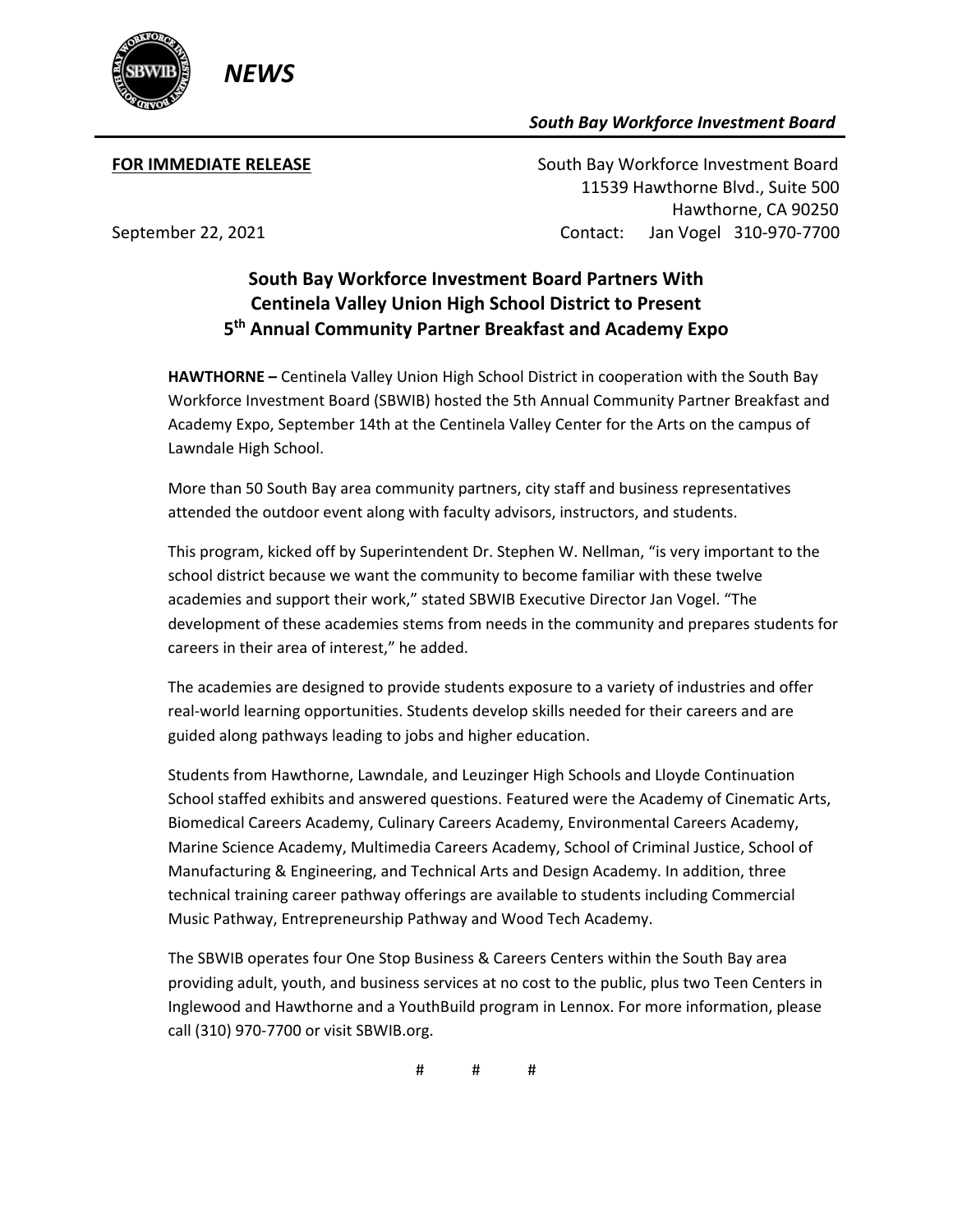**NEWS**

***South Bay Workforce Investment Board***

**FOR IMMEDIATE RELEASE**

South Bay Workforce Investment Board
11539 Hawthorne Blvd., Suite 500
Hawthorne, CA 90250
Contact: Jan Vogel 310-970-7700

September 22, 2021

## South Bay Workforce Investment Board Partners With Centinela Valley Union High School District to Present 5th Annual Community Partner Breakfast and Academy Expo

**HAWTHORNE –** Centinela Valley Union High School District in cooperation with the South Bay Workforce Investment Board (SBWIB) hosted the 5th Annual Community Partner Breakfast and Academy Expo, September 14th at the Centinela Valley Center for the Arts on the campus of Lawndale High School.

More than 50 South Bay area community partners, city staff and business representatives attended the outdoor event along with faculty advisors, instructors, and students.

This program, kicked off by Superintendent Dr. Stephen W. Nellman, "is very important to the school district because we want the community to become familiar with these twelve academies and support their work," stated SBWIB Executive Director Jan Vogel. "The development of these academies stems from needs in the community and prepares students for careers in their area of interest," he added.

The academies are designed to provide students exposure to a variety of industries and offer real-world learning opportunities. Students develop skills needed for their careers and are guided along pathways leading to jobs and higher education.

Students from Hawthorne, Lawndale, and Leuzinger High Schools and Lloyde Continuation School staffed exhibits and answered questions. Featured were the Academy of Cinematic Arts, Biomedical Careers Academy, Culinary Careers Academy, Environmental Careers Academy, Marine Science Academy, Multimedia Careers Academy, School of Criminal Justice, School of Manufacturing & Engineering, and Technical Arts and Design Academy. In addition, three technical training career pathway offerings are available to students including Commercial Music Pathway, Entrepreneurship Pathway and Wood Tech Academy.

The SBWIB operates four One Stop Business & Careers Centers within the South Bay area providing adult, youth, and business services at no cost to the public, plus two Teen Centers in Inglewood and Hawthorne and a YouthBuild program in Lennox. For more information, please call (310) 970-7700 or visit SBWIB.org.

# # #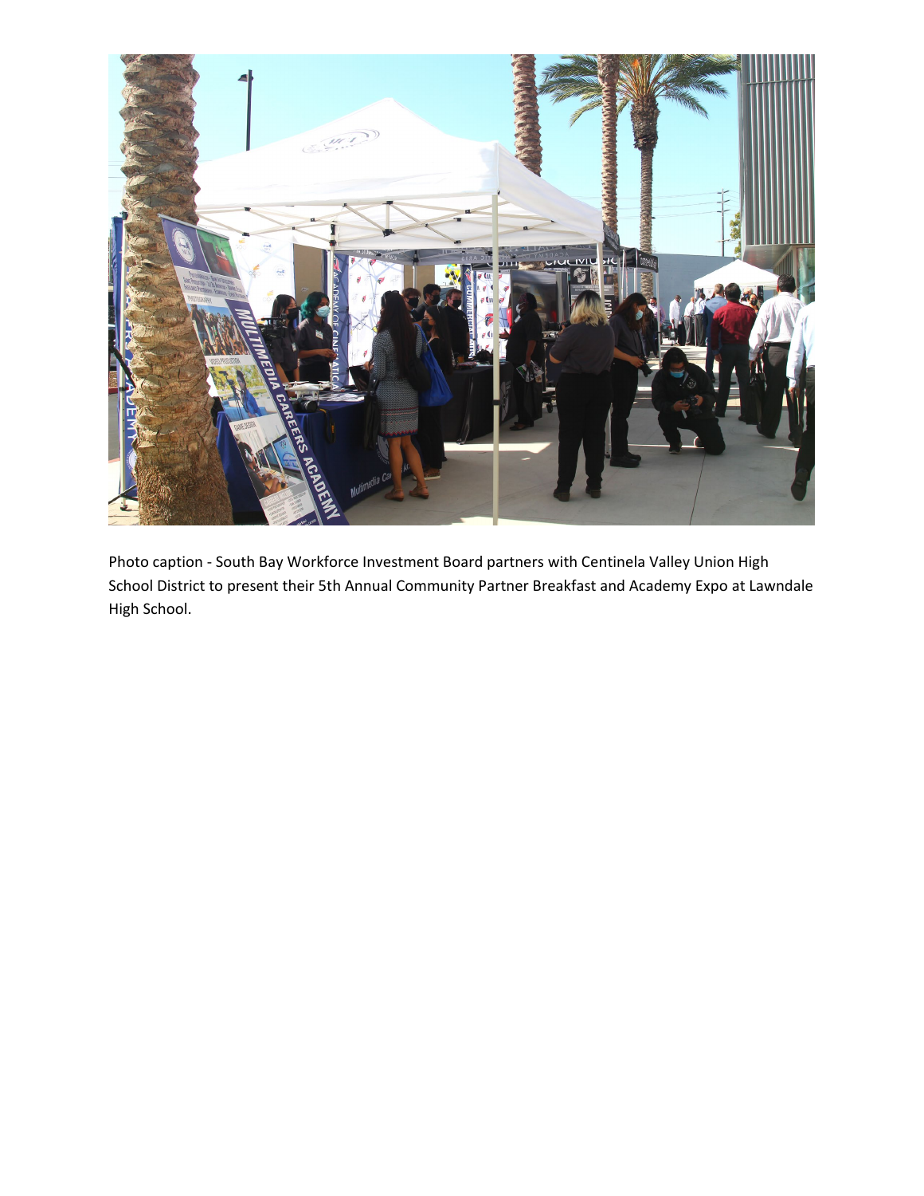Photo caption - South Bay Workforce Investment Board partners with Centinela Valley Union High School District to present their 5th Annual Community Partner Breakfast and Academy Expo at Lawndale High School.